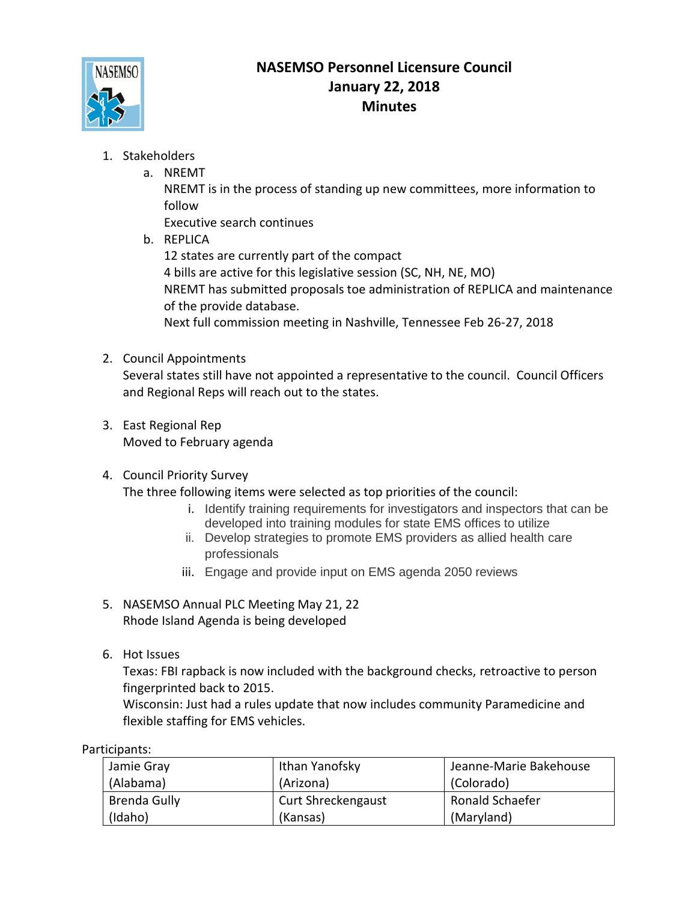# NASEMSO Personnel Licensure Council
# January 22, 2018
# Minutes

1. Stakeholders
   a. NREMT
      NREMT is in the process of standing up new committees, more information to follow
      Executive search continues
   b. REPLICA
      12 states are currently part of the compact
      4 bills are active for this legislative session (SC, NH, NE, MO)
      NREMT has submitted proposals toe administration of REPLICA and maintenance of the provide database.
      Next full commission meeting in Nashville, Tennessee Feb 26-27, 2018

2. Council Appointments
   Several states still have not appointed a representative to the council. Council Officers and Regional Reps will reach out to the states.

3. East Regional Rep
   Moved to February agenda

4. Council Priority Survey
   The three following items were selected as top priorities of the council:
   i. Identify training requirements for investigators and inspectors that can be developed into training modules for state EMS offices to utilize
   ii. Develop strategies to promote EMS providers as allied health care professionals
   iii. Engage and provide input on EMS agenda 2050 reviews

5. NASEMSO Annual PLC Meeting May 21, 22
   Rhode Island Agenda is being developed

6. Hot Issues
   Texas: FBI rapback is now included with the background checks, retroactive to person fingerprinted back to 2015.
   Wisconsin: Just had a rules update that now includes community Paramedicine and flexible staffing for EMS vehicles.

Participants:

| | | |
|---|---|---|
| Jamie Gray (Alabama) | Ithan Yanofsky (Arizona) | Jeanne-Marie Bakehouse (Colorado) |
| Brenda Gully (Idaho) | Curt Shreckengaust (Kansas) | Ronald Schaefer (Maryland) |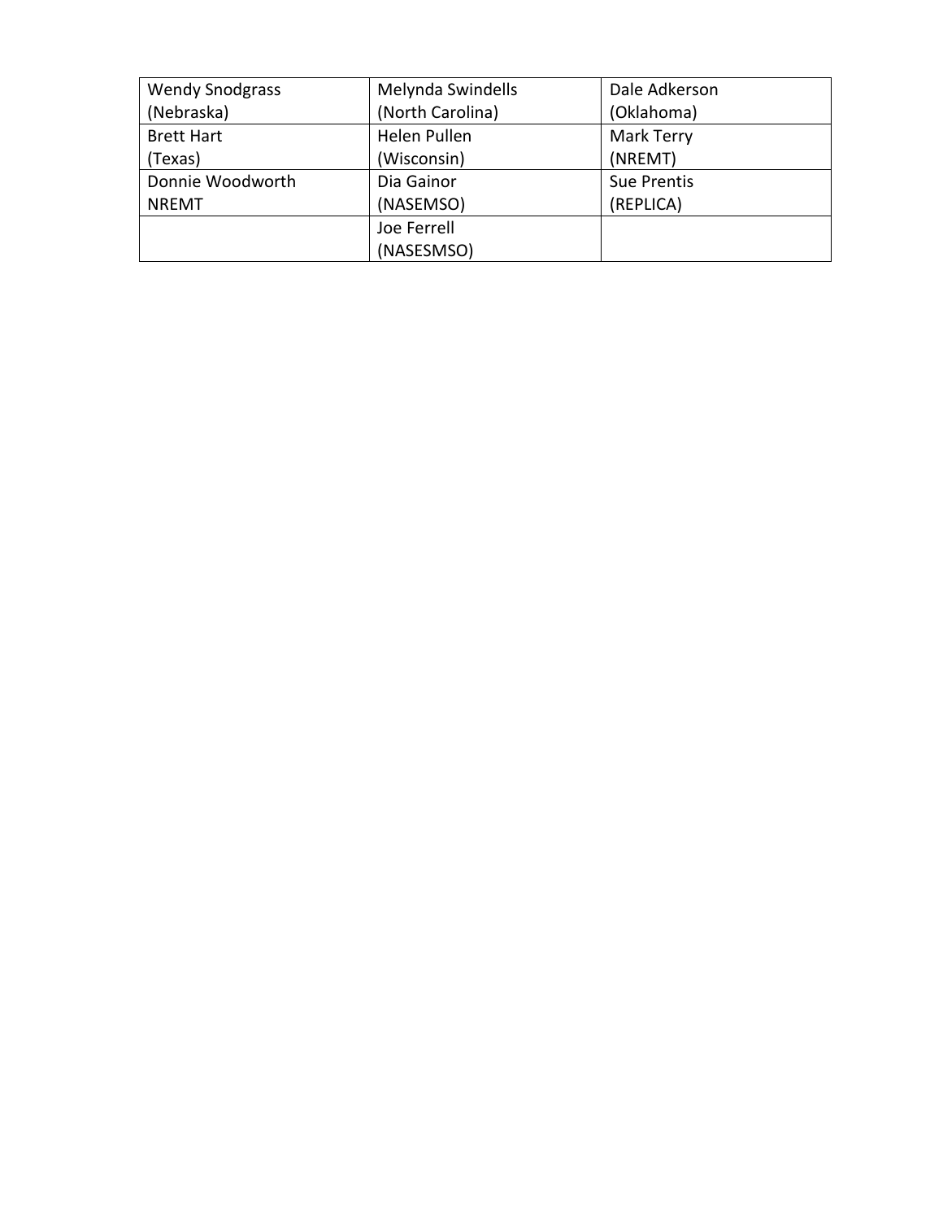| | | |
|---|---|---|
| Wendy Snodgrass (Nebraska) | Melynda Swindells (North Carolina) | Dale Adkerson (Oklahoma) |
| Brett Hart (Texas) | Helen Pullen (Wisconsin) | Mark Terry (NREMT) |
| Donnie Woodworth NREMT | Dia Gainor (NASEMSO) | Sue Prentis (REPLICA) |
| | Joe Ferrell (NASESMSO) | |